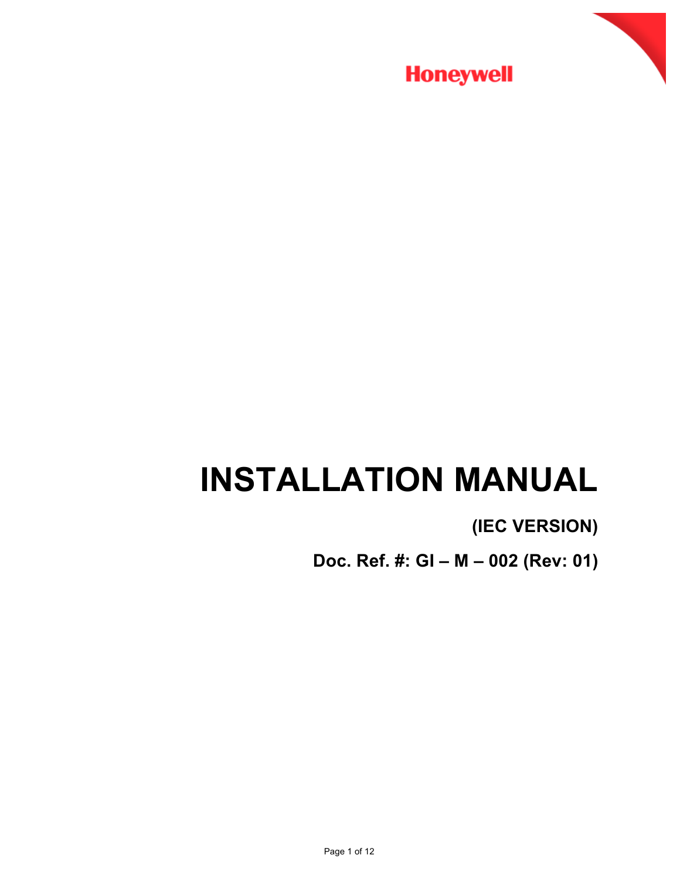Honeywell

# INSTALLATION MANUAL

**(IEC VERSION)**

**Doc. Ref. #: GI – M – 002 (Rev: 01)**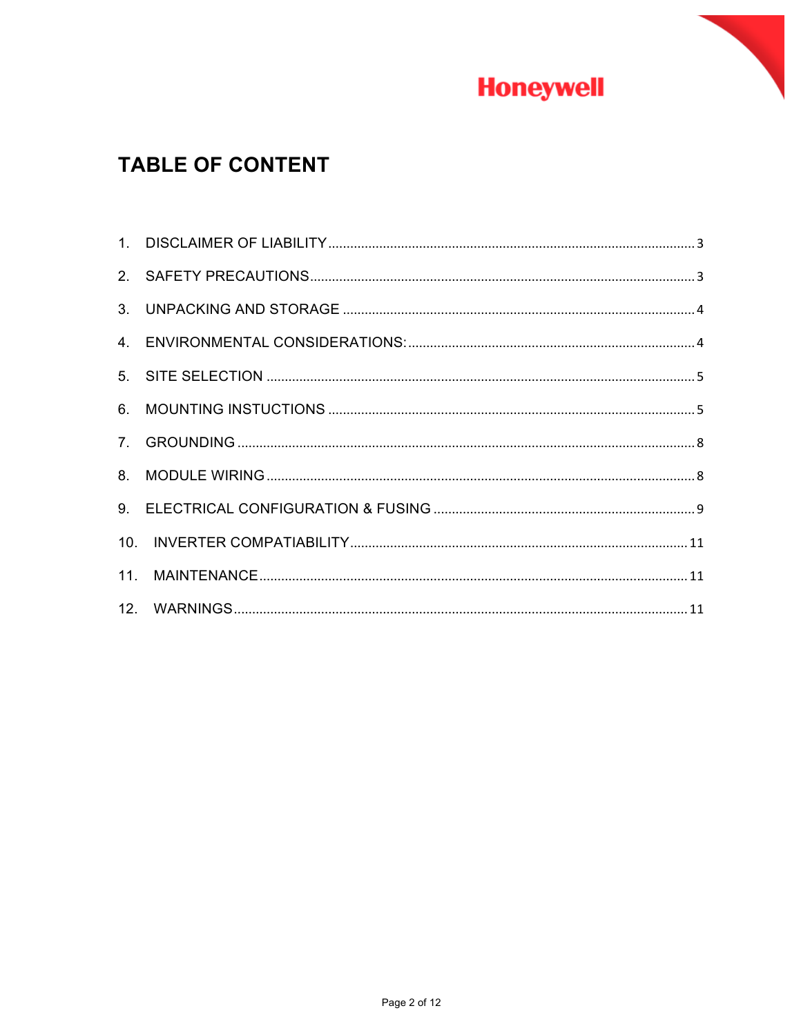# TABLE OF CONTENT

1. DISCLAIMER OF LIABILITY ........................................ 3
2. SAFETY PRECAUTIONS ........................................ 3
3. UNPACKING AND STORAGE ........................................ 4
4. ENVIRONMENTAL CONSIDERATIONS: ........................................ 4
5. SITE SELECTION ........................................ 5
6. MOUNTING INSTUCTIONS ........................................ 5
7. GROUNDING ........................................ 8
8. MODULE WIRING ........................................ 8
9. ELECTRICAL CONFIGURATION & FUSING ........................................ 9
10. INVERTER COMPATIABILITY ........................................ 11
11. MAINTENANCE ........................................ 11
12. WARNINGS ........................................ 11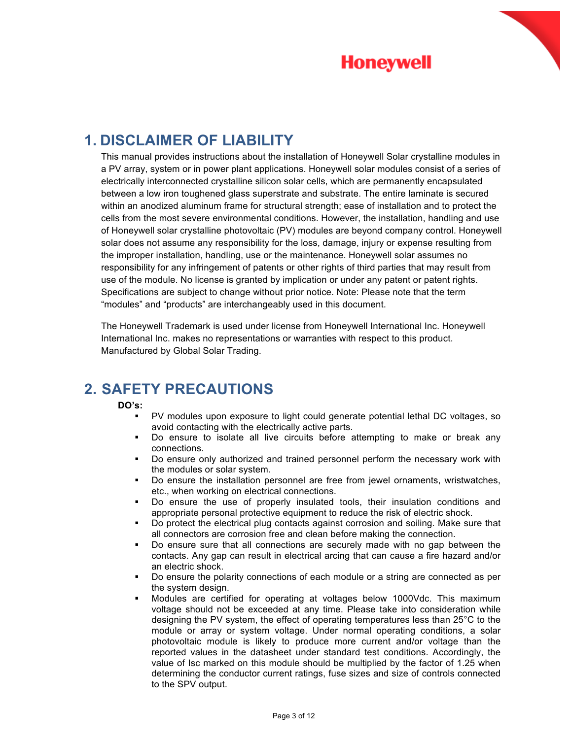## 1. DISCLAIMER OF LIABILITY

This manual provides instructions about the installation of Honeywell Solar crystalline modules in a PV array, system or in power plant applications. Honeywell solar modules consist of a series of electrically interconnected crystalline silicon solar cells, which are permanently encapsulated between a low iron toughened glass superstrate and substrate. The entire laminate is secured within an anodized aluminum frame for structural strength; ease of installation and to protect the cells from the most severe environmental conditions. However, the installation, handling and use of Honeywell solar crystalline photovoltaic (PV) modules are beyond company control. Honeywell solar does not assume any responsibility for the loss, damage, injury or expense resulting from the improper installation, handling, use or the maintenance. Honeywell solar assumes no responsibility for any infringement of patents or other rights of third parties that may result from use of the module. No license is granted by implication or under any patent or patent rights. Specifications are subject to change without prior notice. Note: Please note that the term "modules" and "products" are interchangeably used in this document.

The Honeywell Trademark is used under license from Honeywell International Inc. Honeywell International Inc. makes no representations or warranties with respect to this product. Manufactured by Global Solar Trading.

## 2. SAFETY PRECAUTIONS

**DO's:**

- PV modules upon exposure to light could generate potential lethal DC voltages, so avoid contacting with the electrically active parts.
- Do ensure to isolate all live circuits before attempting to make or break any connections.
- Do ensure only authorized and trained personnel perform the necessary work with the modules or solar system.
- Do ensure the installation personnel are free from jewel ornaments, wristwatches, etc., when working on electrical connections.
- Do ensure the use of properly insulated tools, their insulation conditions and appropriate personal protective equipment to reduce the risk of electric shock.
- Do protect the electrical plug contacts against corrosion and soiling. Make sure that all connectors are corrosion free and clean before making the connection.
- Do ensure sure that all connections are securely made with no gap between the contacts. Any gap can result in electrical arcing that can cause a fire hazard and/or an electric shock.
- Do ensure the polarity connections of each module or a string are connected as per the system design.
- Modules are certified for operating at voltages below 1000Vdc. This maximum voltage should not be exceeded at any time. Please take into consideration while designing the PV system, the effect of operating temperatures less than 25°C to the module or array or system voltage. Under normal operating conditions, a solar photovoltaic module is likely to produce more current and/or voltage than the reported values in the datasheet under standard test conditions. Accordingly, the value of Isc marked on this module should be multiplied by the factor of 1.25 when determining the conductor current ratings, fuse sizes and size of controls connected to the SPV output.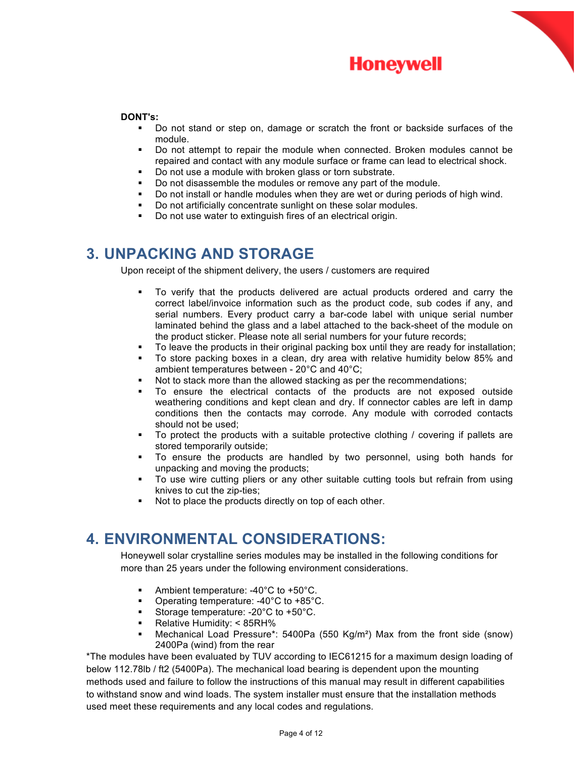**DONT's:**

- Do not stand or step on, damage or scratch the front or backside surfaces of the module.
- Do not attempt to repair the module when connected. Broken modules cannot be repaired and contact with any module surface or frame can lead to electrical shock.
- Do not use a module with broken glass or torn substrate.
- Do not disassemble the modules or remove any part of the module.
- Do not install or handle modules when they are wet or during periods of high wind.
- Do not artificially concentrate sunlight on these solar modules.
- Do not use water to extinguish fires of an electrical origin.

# 3. UNPACKING AND STORAGE

Upon receipt of the shipment delivery, the users / customers are required

- To verify that the products delivered are actual products ordered and carry the correct label/invoice information such as the product code, sub codes if any, and serial numbers. Every product carry a bar-code label with unique serial number laminated behind the glass and a label attached to the back-sheet of the module on the product sticker. Please note all serial numbers for your future records;
- To leave the products in their original packing box until they are ready for installation;
- To store packing boxes in a clean, dry area with relative humidity below 85% and ambient temperatures between - 20°C and 40°C;
- Not to stack more than the allowed stacking as per the recommendations;
- To ensure the electrical contacts of the products are not exposed outside weathering conditions and kept clean and dry. If connector cables are left in damp conditions then the contacts may corrode. Any module with corroded contacts should not be used;
- To protect the products with a suitable protective clothing / covering if pallets are stored temporarily outside;
- To ensure the products are handled by two personnel, using both hands for unpacking and moving the products;
- To use wire cutting pliers or any other suitable cutting tools but refrain from using knives to cut the zip-ties;
- Not to place the products directly on top of each other.

# 4. ENVIRONMENTAL CONSIDERATIONS:

Honeywell solar crystalline series modules may be installed in the following conditions for more than 25 years under the following environment considerations.

- Ambient temperature: -40°C to +50°C.
- Operating temperature: -40°C to +85°C.
- Storage temperature: -20°C to +50°C.
- Relative Humidity: < 85RH%
- Mechanical Load Pressure*: 5400Pa (550 Kg/m²) Max from the front side (snow) 2400Pa (wind) from the rear

*The modules have been evaluated by TUV according to IEC61215 for a maximum design loading of below 112.78lb / ft2 (5400Pa). The mechanical load bearing is dependent upon the mounting methods used and failure to follow the instructions of this manual may result in different capabilities to withstand snow and wind loads. The system installer must ensure that the installation methods used meet these requirements and any local codes and regulations.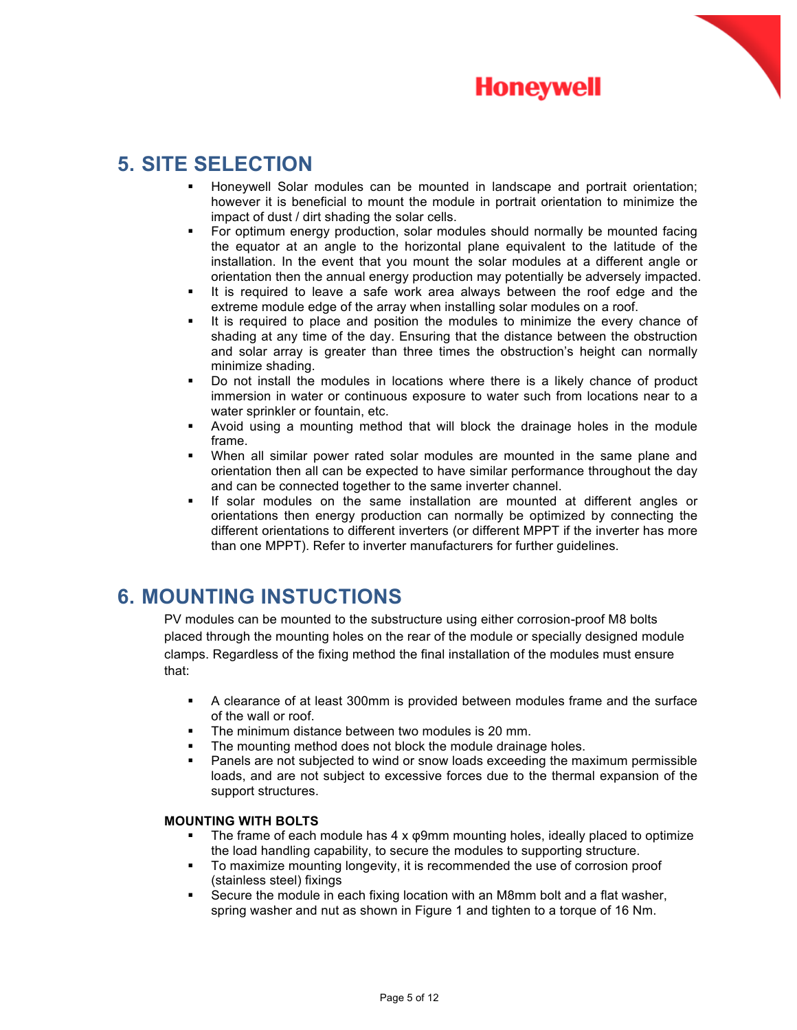## 5. SITE SELECTION

- Honeywell Solar modules can be mounted in landscape and portrait orientation; however it is beneficial to mount the module in portrait orientation to minimize the impact of dust / dirt shading the solar cells.
- For optimum energy production, solar modules should normally be mounted facing the equator at an angle to the horizontal plane equivalent to the latitude of the installation. In the event that you mount the solar modules at a different angle or orientation then the annual energy production may potentially be adversely impacted.
- It is required to leave a safe work area always between the roof edge and the extreme module edge of the array when installing solar modules on a roof.
- It is required to place and position the modules to minimize the every chance of shading at any time of the day. Ensuring that the distance between the obstruction and solar array is greater than three times the obstruction's height can normally minimize shading.
- Do not install the modules in locations where there is a likely chance of product immersion in water or continuous exposure to water such from locations near to a water sprinkler or fountain, etc.
- Avoid using a mounting method that will block the drainage holes in the module frame.
- When all similar power rated solar modules are mounted in the same plane and orientation then all can be expected to have similar performance throughout the day and can be connected together to the same inverter channel.
- If solar modules on the same installation are mounted at different angles or orientations then energy production can normally be optimized by connecting the different orientations to different inverters (or different MPPT if the inverter has more than one MPPT). Refer to inverter manufacturers for further guidelines.

## 6. MOUNTING INSTUCTIONS

PV modules can be mounted to the substructure using either corrosion-proof M8 bolts placed through the mounting holes on the rear of the module or specially designed module clamps. Regardless of the fixing method the final installation of the modules must ensure that:

- A clearance of at least 300mm is provided between modules frame and the surface of the wall or roof.
- The minimum distance between two modules is 20 mm.
- The mounting method does not block the module drainage holes.
- Panels are not subjected to wind or snow loads exceeding the maximum permissible loads, and are not subject to excessive forces due to the thermal expansion of the support structures.

**MOUNTING WITH BOLTS**

- The frame of each module has 4 x φ9mm mounting holes, ideally placed to optimize the load handling capability, to secure the modules to supporting structure.
- To maximize mounting longevity, it is recommended the use of corrosion proof (stainless steel) fixings
- Secure the module in each fixing location with an M8mm bolt and a flat washer, spring washer and nut as shown in Figure 1 and tighten to a torque of 16 Nm.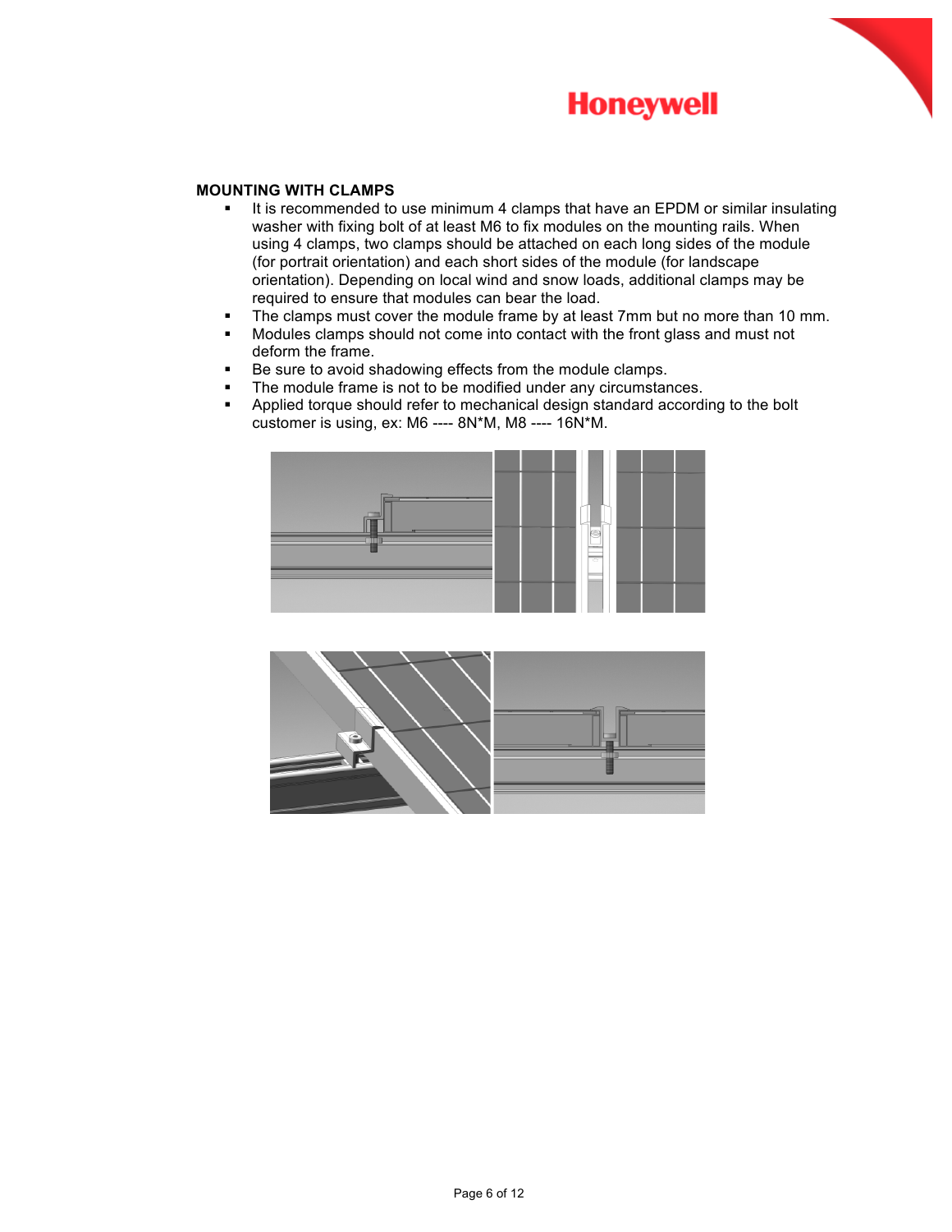## MOUNTING WITH CLAMPS

- It is recommended to use minimum 4 clamps that have an EPDM or similar insulating washer with fixing bolt of at least M6 to fix modules on the mounting rails. When using 4 clamps, two clamps should be attached on each long sides of the module (for portrait orientation) and each short sides of the module (for landscape orientation). Depending on local wind and snow loads, additional clamps may be required to ensure that modules can bear the load.
- The clamps must cover the module frame by at least 7mm but no more than 10 mm.
- Modules clamps should not come into contact with the front glass and must not deform the frame.
- Be sure to avoid shadowing effects from the module clamps.
- The module frame is not to be modified under any circumstances.
- Applied torque should refer to mechanical design standard according to the bolt customer is using, ex: M6 ---- 8N*M, M8 ---- 16N*M.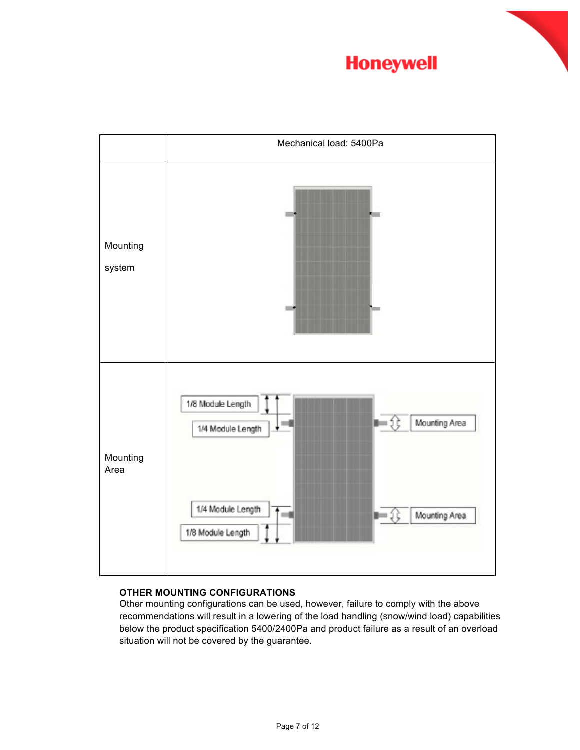| | Mechanical load: 5400Pa |
|---|---|
| Mounting system | |
| Mounting Area | 1/8 Module Length<br>1/4 Module Length<br>Mounting Area<br>1/4 Module Length<br>1/8 Module Length<br>Mounting Area |

**OTHER MOUNTING CONFIGURATIONS**

Other mounting configurations can be used, however, failure to comply with the above recommendations will result in a lowering of the load handling (snow/wind load) capabilities below the product specification 5400/2400Pa and product failure as a result of an overload situation will not be covered by the guarantee.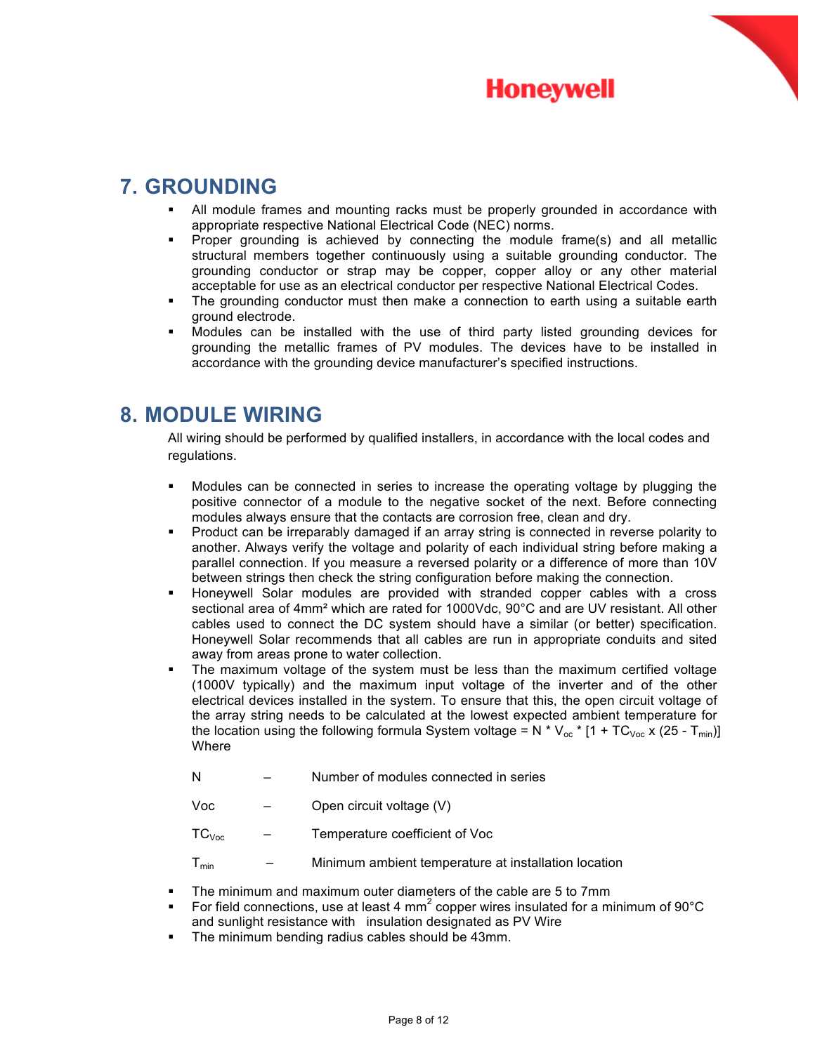## 7. GROUNDING

- All module frames and mounting racks must be properly grounded in accordance with appropriate respective National Electrical Code (NEC) norms.
- Proper grounding is achieved by connecting the module frame(s) and all metallic structural members together continuously using a suitable grounding conductor. The grounding conductor or strap may be copper, copper alloy or any other material acceptable for use as an electrical conductor per respective National Electrical Codes.
- The grounding conductor must then make a connection to earth using a suitable earth ground electrode.
- Modules can be installed with the use of third party listed grounding devices for grounding the metallic frames of PV modules. The devices have to be installed in accordance with the grounding device manufacturer's specified instructions.

## 8. MODULE WIRING

All wiring should be performed by qualified installers, in accordance with the local codes and regulations.

- Modules can be connected in series to increase the operating voltage by plugging the positive connector of a module to the negative socket of the next. Before connecting modules always ensure that the contacts are corrosion free, clean and dry.
- Product can be irreparably damaged if an array string is connected in reverse polarity to another. Always verify the voltage and polarity of each individual string before making a parallel connection. If you measure a reversed polarity or a difference of more than 10V between strings then check the string configuration before making the connection.
- Honeywell Solar modules are provided with stranded copper cables with a cross sectional area of 4mm² which are rated for 1000Vdc, 90°C and are UV resistant. All other cables used to connect the DC system should have a similar (or better) specification. Honeywell Solar recommends that all cables are run in appropriate conduits and sited away from areas prone to water collection.
- The maximum voltage of the system must be less than the maximum certified voltage (1000V typically) and the maximum input voltage of the inverter and of the other electrical devices installed in the system. To ensure that this, the open circuit voltage of the array string needs to be calculated at the lowest expected ambient temperature for the location using the following formula System voltage = $N * V_{oc} * [1 + TC_{Voc} \times (25 - T_{min})]$ Where

  | | | |
  |---|---|---|
  | N | – | Number of modules connected in series |
  | Voc | – | Open circuit voltage (V) |
  | $TC_{Voc}$ | – | Temperature coefficient of Voc |
  | $T_{min}$ | – | Minimum ambient temperature at installation location |

- The minimum and maximum outer diameters of the cable are 5 to 7mm
- For field connections, use at least 4 $mm^2$ copper wires insulated for a minimum of 90°C and sunlight resistance with insulation designated as PV Wire
- The minimum bending radius cables should be 43mm.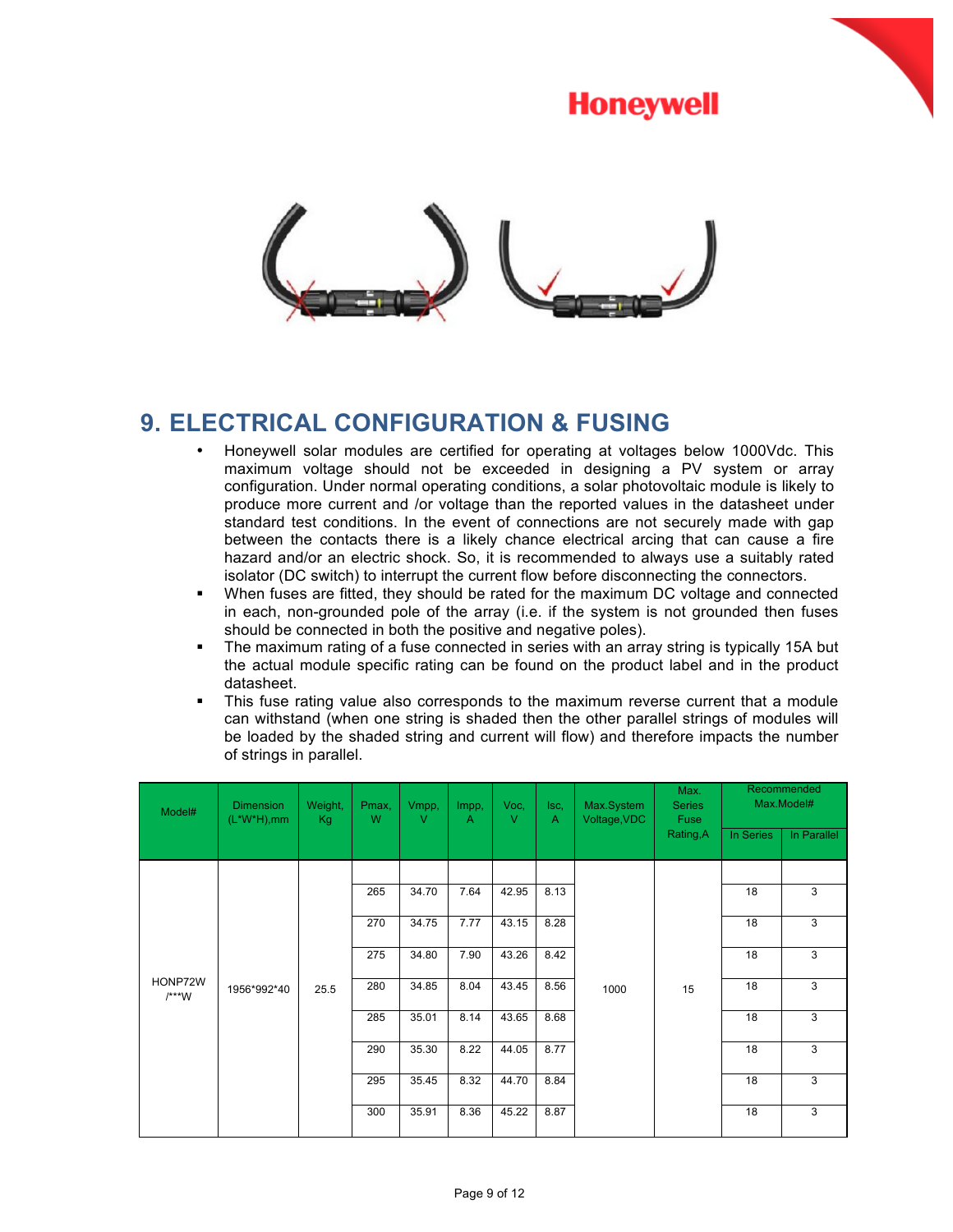## 9. ELECTRICAL CONFIGURATION & FUSING

- Honeywell solar modules are certified for operating at voltages below 1000Vdc. This maximum voltage should not be exceeded in designing a PV system or array configuration. Under normal operating conditions, a solar photovoltaic module is likely to produce more current and /or voltage than the reported values in the datasheet under standard test conditions. In the event of connections are not securely made with gap between the contacts there is a likely chance electrical arcing that can cause a fire hazard and/or an electric shock. So, it is recommended to always use a suitably rated isolator (DC switch) to interrupt the current flow before disconnecting the connectors.
- When fuses are fitted, they should be rated for the maximum DC voltage and connected in each, non-grounded pole of the array (i.e. if the system is not grounded then fuses should be connected in both the positive and negative poles).
- The maximum rating of a fuse connected in series with an array string is typically 15A but the actual module specific rating can be found on the product label and in the product datasheet.
- This fuse rating value also corresponds to the maximum reverse current that a module can withstand (when one string is shaded then the other parallel strings of modules will be loaded by the shaded string and current will flow) and therefore impacts the number of strings in parallel.

| Model# | Dimension (L*W*H),mm | Weight, Kg | Pmax, W | Vmpp, V | Impp, A | Voc, V | Isc, A | Max.System Voltage,VDC | Max. Series Fuse Rating,A | Recommended Max.Model# | |
|---|---|---|---|---|---|---|---|---|---|---|---|
| | | | | | | | | | | In Series | In Parallel |
| HONP72W /***W | 1956*992*40 | 25.5 | 265 | 34.70 | 7.64 | 42.95 | 8.13 | 1000 | 15 | 18 | 3 |
| | | | 270 | 34.75 | 7.77 | 43.15 | 8.28 | | | 18 | 3 |
| | | | 275 | 34.80 | 7.90 | 43.26 | 8.42 | | | 18 | 3 |
| | | | 280 | 34.85 | 8.04 | 43.45 | 8.56 | | | 18 | 3 |
| | | | 285 | 35.01 | 8.14 | 43.65 | 8.68 | | | 18 | 3 |
| | | | 290 | 35.30 | 8.22 | 44.05 | 8.77 | | | 18 | 3 |
| | | | 295 | 35.45 | 8.32 | 44.70 | 8.84 | | | 18 | 3 |
| | | | 300 | 35.91 | 8.36 | 45.22 | 8.87 | | | 18 | 3 |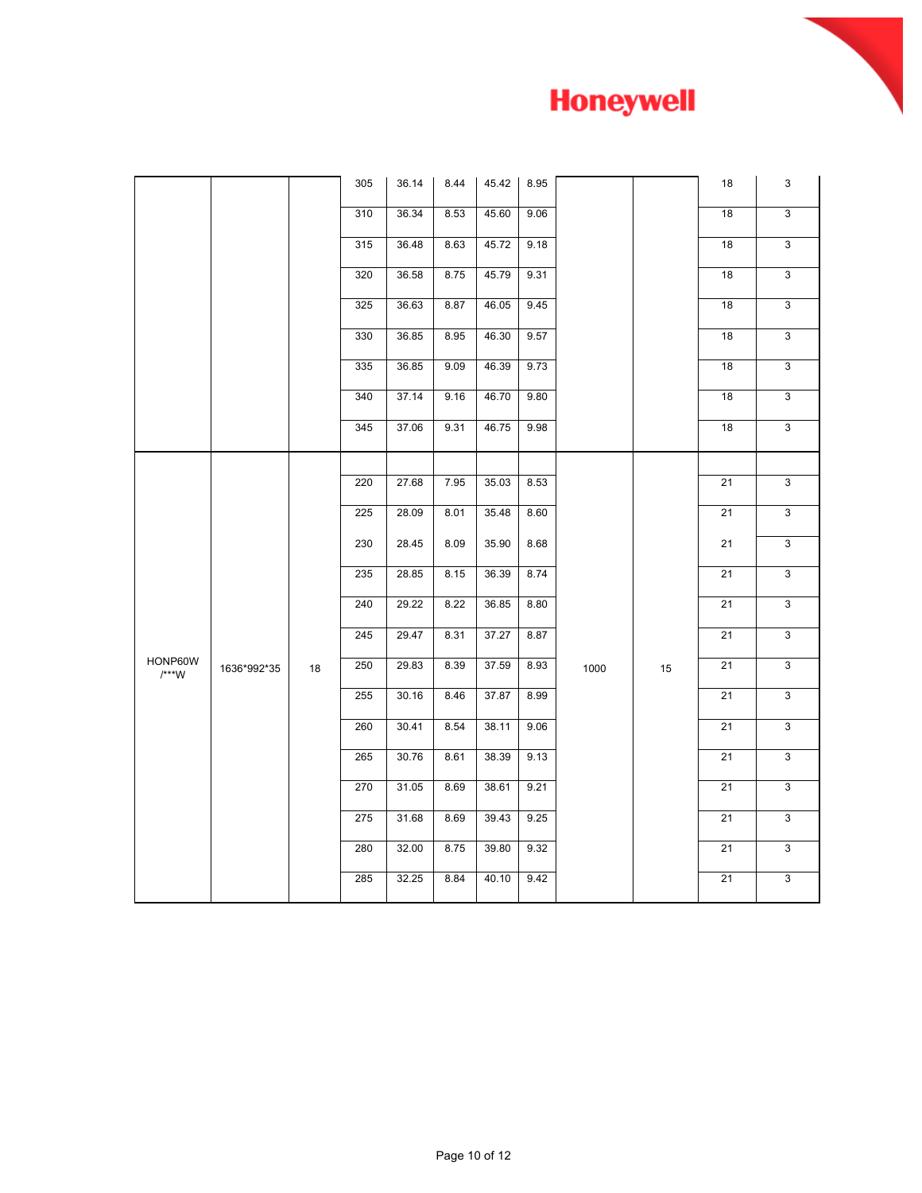| | | | | | | | | | | | |
|---|---|---|---|---|---|---|---|---|---|---|---|
| | | | 305 | 36.14 | 8.44 | 45.42 | 8.95 | | | 18 | 3 |
| | | | 310 | 36.34 | 8.53 | 45.60 | 9.06 | | | 18 | 3 |
| | | | 315 | 36.48 | 8.63 | 45.72 | 9.18 | | | 18 | 3 |
| | | | 320 | 36.58 | 8.75 | 45.79 | 9.31 | | | 18 | 3 |
| | | | 325 | 36.63 | 8.87 | 46.05 | 9.45 | | | 18 | 3 |
| | | | 330 | 36.85 | 8.95 | 46.30 | 9.57 | | | 18 | 3 |
| | | | 335 | 36.85 | 9.09 | 46.39 | 9.73 | | | 18 | 3 |
| | | | 340 | 37.14 | 9.16 | 46.70 | 9.80 | | | 18 | 3 |
| | | | 345 | 37.06 | 9.31 | 46.75 | 9.98 | | | 18 | 3 |
| HONP60W /***W | 1636*992*35 | 18 | | | | | | 1000 | 15 | | |
| | | | 220 | 27.68 | 7.95 | 35.03 | 8.53 | | | 21 | 3 |
| | | | 225 | 28.09 | 8.01 | 35.48 | 8.60 | | | 21 | 3 |
| | | | 230 | 28.45 | 8.09 | 35.90 | 8.68 | | | 21 | 3 |
| | | | 235 | 28.85 | 8.15 | 36.39 | 8.74 | | | 21 | 3 |
| | | | 240 | 29.22 | 8.22 | 36.85 | 8.80 | | | 21 | 3 |
| | | | 245 | 29.47 | 8.31 | 37.27 | 8.87 | | | 21 | 3 |
| | | | 250 | 29.83 | 8.39 | 37.59 | 8.93 | | | 21 | 3 |
| | | | 255 | 30.16 | 8.46 | 37.87 | 8.99 | | | 21 | 3 |
| | | | 260 | 30.41 | 8.54 | 38.11 | 9.06 | | | 21 | 3 |
| | | | 265 | 30.76 | 8.61 | 38.39 | 9.13 | | | 21 | 3 |
| | | | 270 | 31.05 | 8.69 | 38.61 | 9.21 | | | 21 | 3 |
| | | | 275 | 31.68 | 8.69 | 39.43 | 9.25 | | | 21 | 3 |
| | | | 280 | 32.00 | 8.75 | 39.80 | 9.32 | | | 21 | 3 |
| | | | 285 | 32.25 | 8.84 | 40.10 | 9.42 | | | 21 | 3 |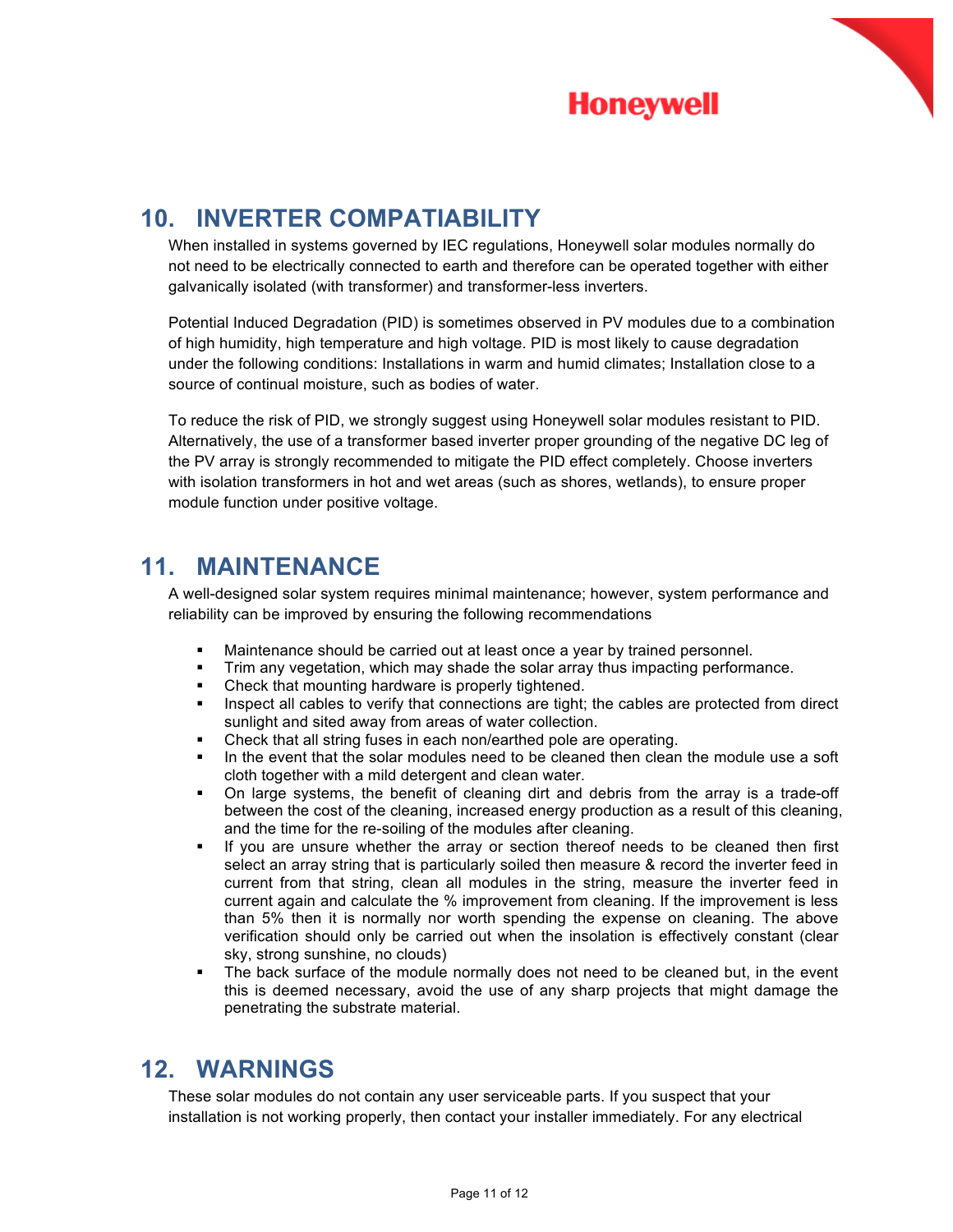## 10. INVERTER COMPATIABILITY

When installed in systems governed by IEC regulations, Honeywell solar modules normally do not need to be electrically connected to earth and therefore can be operated together with either galvanically isolated (with transformer) and transformer-less inverters.

Potential Induced Degradation (PID) is sometimes observed in PV modules due to a combination of high humidity, high temperature and high voltage. PID is most likely to cause degradation under the following conditions: Installations in warm and humid climates; Installation close to a source of continual moisture, such as bodies of water.

To reduce the risk of PID, we strongly suggest using Honeywell solar modules resistant to PID. Alternatively, the use of a transformer based inverter proper grounding of the negative DC leg of the PV array is strongly recommended to mitigate the PID effect completely. Choose inverters with isolation transformers in hot and wet areas (such as shores, wetlands), to ensure proper module function under positive voltage.

## 11. MAINTENANCE

A well-designed solar system requires minimal maintenance; however, system performance and reliability can be improved by ensuring the following recommendations

- Maintenance should be carried out at least once a year by trained personnel.
- Trim any vegetation, which may shade the solar array thus impacting performance.
- Check that mounting hardware is properly tightened.
- Inspect all cables to verify that connections are tight; the cables are protected from direct sunlight and sited away from areas of water collection.
- Check that all string fuses in each non/earthed pole are operating.
- In the event that the solar modules need to be cleaned then clean the module use a soft cloth together with a mild detergent and clean water.
- On large systems, the benefit of cleaning dirt and debris from the array is a trade-off between the cost of the cleaning, increased energy production as a result of this cleaning, and the time for the re-soiling of the modules after cleaning.
- If you are unsure whether the array or section thereof needs to be cleaned then first select an array string that is particularly soiled then measure & record the inverter feed in current from that string, clean all modules in the string, measure the inverter feed in current again and calculate the % improvement from cleaning. If the improvement is less than 5% then it is normally nor worth spending the expense on cleaning. The above verification should only be carried out when the insolation is effectively constant (clear sky, strong sunshine, no clouds)
- The back surface of the module normally does not need to be cleaned but, in the event this is deemed necessary, avoid the use of any sharp projects that might damage the penetrating the substrate material.

## 12. WARNINGS

These solar modules do not contain any user serviceable parts. If you suspect that your installation is not working properly, then contact your installer immediately. For any electrical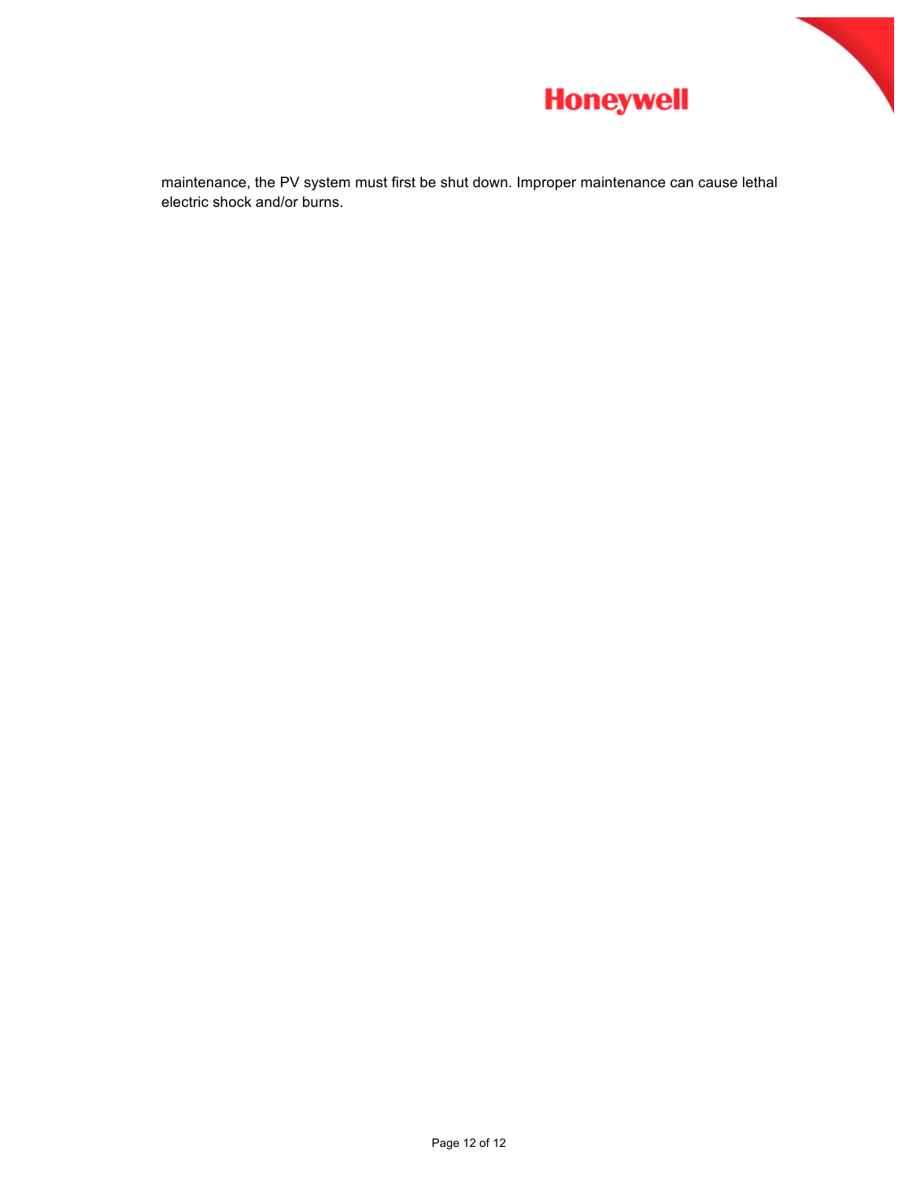maintenance, the PV system must first be shut down. Improper maintenance can cause lethal electric shock and/or burns.